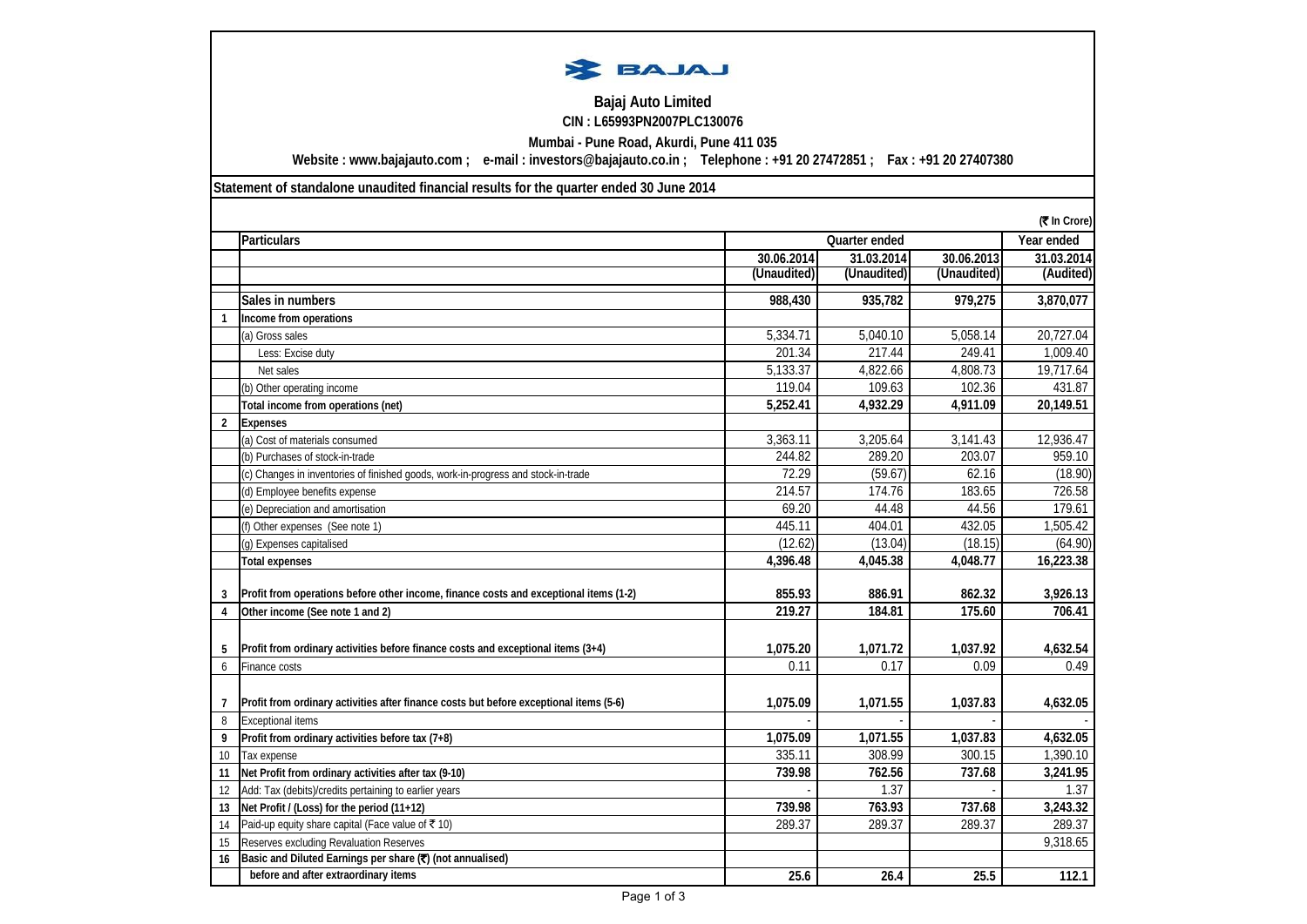# Bajaj Auto Limited

**CIN : L65993PN2007PLC130076**

**Mumbai - Pune Road, Akurdi, Pune 411 035**

**Website : www.bajajauto.com ; e-mail : investors@bajajauto.co.in ; Telephone : +91 20 27472851 ; Fax : +91 20 27407380**

## Statement of standalone unaudited financial results for the quarter ended 30 June 2014

(₹ In Crore)

| | Particulars | Quarter ended | | | Year ended |
|---|---|---|---|---|---|
| | | 30.06.2014 (Unaudited) | 31.03.2014 (Unaudited) | 30.06.2013 (Unaudited) | 31.03.2014 (Audited) |
| | **Sales in numbers** | **988,430** | **935,782** | **979,275** | **3,870,077** |
| **1** | **Income from operations** | | | | |
| | (a) Gross sales | 5,334.71 | 5,040.10 | 5,058.14 | 20,727.04 |
| | Less: Excise duty | 201.34 | 217.44 | 249.41 | 1,009.40 |
| | Net sales | 5,133.37 | 4,822.66 | 4,808.73 | 19,717.64 |
| | (b) Other operating income | 119.04 | 109.63 | 102.36 | 431.87 |
| | **Total income from operations (net)** | **5,252.41** | **4,932.29** | **4,911.09** | **20,149.51** |
| **2** | **Expenses** | | | | |
| | (a) Cost of materials consumed | 3,363.11 | 3,205.64 | 3,141.43 | 12,936.47 |
| | (b) Purchases of stock-in-trade | 244.82 | 289.20 | 203.07 | 959.10 |
| | (c) Changes in inventories of finished goods, work-in-progress and stock-in-trade | 72.29 | (59.67) | 62.16 | (18.90) |
| | (d) Employee benefits expense | 214.57 | 174.76 | 183.65 | 726.58 |
| | (e) Depreciation and amortisation | 69.20 | 44.48 | 44.56 | 179.61 |
| | (f) Other expenses (See note 1) | 445.11 | 404.01 | 432.05 | 1,505.42 |
| | (g) Expenses capitalised | (12.62) | (13.04) | (18.15) | (64.90) |
| | **Total expenses** | **4,396.48** | **4,045.38** | **4,048.77** | **16,223.38** |
| **3** | **Profit from operations before other income, finance costs and exceptional items (1-2)** | **855.93** | **886.91** | **862.32** | **3,926.13** |
| **4** | **Other income (See note 1 and 2)** | **219.27** | **184.81** | **175.60** | **706.41** |
| **5** | **Profit from ordinary activities before finance costs and exceptional items (3+4)** | **1,075.20** | **1,071.72** | **1,037.92** | **4,632.54** |
| 6 | Finance costs | 0.11 | 0.17 | 0.09 | 0.49 |
| **7** | **Profit from ordinary activities after finance costs but before exceptional items (5-6)** | **1,075.09** | **1,071.55** | **1,037.83** | **4,632.05** |
| 8 | Exceptional items | - | - | - | - |
| **9** | **Profit from ordinary activities before tax (7+8)** | **1,075.09** | **1,071.55** | **1,037.83** | **4,632.05** |
| 10 | Tax expense | 335.11 | 308.99 | 300.15 | 1,390.10 |
| **11** | **Net Profit from ordinary activities after tax (9-10)** | **739.98** | **762.56** | **737.68** | **3,241.95** |
| 12 | Add: Tax (debits)/credits pertaining to earlier years | - | 1.37 | - | 1.37 |
| **13** | **Net Profit / (Loss) for the period (11+12)** | **739.98** | **763.93** | **737.68** | **3,243.32** |
| 14 | Paid-up equity share capital (Face value of ₹ 10) | 289.37 | 289.37 | 289.37 | 289.37 |
| 15 | Reserves excluding Revaluation Reserves | | | | 9,318.65 |
| **16** | **Basic and Diluted Earnings per share (₹) (not annualised)** | | | | |
| | **before and after extraordinary items** | **25.6** | **26.4** | **25.5** | **112.1** |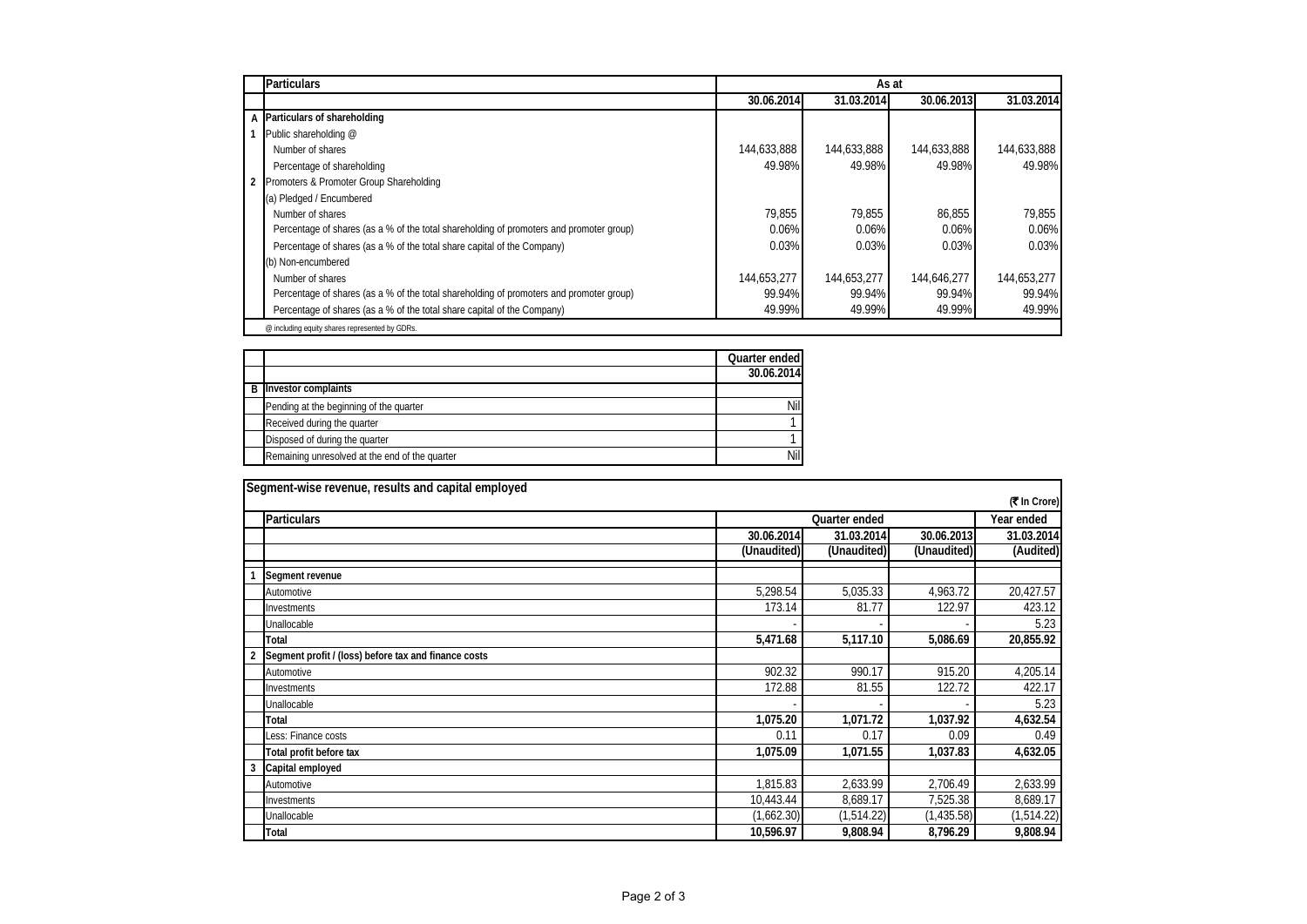| | Particulars | As at | | | |
|---|---|---|---|---|---|
| | | 30.06.2014 | 31.03.2014 | 30.06.2013 | 31.03.2014 |
| A | **Particulars of shareholding** | | | | |
| 1 | Public shareholding @ | | | | |
| | Number of shares | 144,633,888 | 144,633,888 | 144,633,888 | 144,633,888 |
| | Percentage of shareholding | 49.98% | 49.98% | 49.98% | 49.98% |
| 2 | Promoters & Promoter Group Shareholding | | | | |
| | (a) Pledged / Encumbered | | | | |
| | Number of shares | 79,855 | 79,855 | 86,855 | 79,855 |
| | Percentage of shares (as a % of the total shareholding of promoters and promoter group) | 0.06% | 0.06% | 0.06% | 0.06% |
| | Percentage of shares (as a % of the total share capital of the Company) | 0.03% | 0.03% | 0.03% | 0.03% |
| | (b) Non-encumbered | | | | |
| | Number of shares | 144,653,277 | 144,653,277 | 144,646,277 | 144,653,277 |
| | Percentage of shares (as a % of the total shareholding of promoters and promoter group) | 99.94% | 99.94% | 99.94% | 99.94% |
| | Percentage of shares (as a % of the total share capital of the Company) | 49.99% | 49.99% | 49.99% | 49.99% |

@ including equity shares represented by GDRs.

| | | Quarter ended |
|---|---|---|
| | | 30.06.2014 |
| B | **Investor complaints** | |
| | Pending at the beginning of the quarter | Nil |
| | Received during the quarter | 1 |
| | Disposed of during the quarter | 1 |
| | Remaining unresolved at the end of the quarter | Nil |

**Segment-wise revenue, results and capital employed**

(₹ In Crore)

| | Particulars | Quarter ended | | | Year ended |
|---|---|---|---|---|---|
| | | 30.06.2014 | 31.03.2014 | 30.06.2013 | 31.03.2014 |
| | | (Unaudited) | (Unaudited) | (Unaudited) | (Audited) |
| 1 | **Segment revenue** | | | | |
| | Automotive | 5,298.54 | 5,035.33 | 4,963.72 | 20,427.57 |
| | Investments | 173.14 | 81.77 | 122.97 | 423.12 |
| | Unallocable | - | - | - | 5.23 |
| | **Total** | **5,471.68** | **5,117.10** | **5,086.69** | **20,855.92** |
| 2 | **Segment profit / (loss) before tax and finance costs** | | | | |
| | Automotive | 902.32 | 990.17 | 915.20 | 4,205.14 |
| | Investments | 172.88 | 81.55 | 122.72 | 422.17 |
| | Unallocable | - | - | - | 5.23 |
| | **Total** | **1,075.20** | **1,071.72** | **1,037.92** | **4,632.54** |
| | Less: Finance costs | 0.11 | 0.17 | 0.09 | 0.49 |
| | **Total profit before tax** | **1,075.09** | **1,071.55** | **1,037.83** | **4,632.05** |
| 3 | **Capital employed** | | | | |
| | Automotive | 1,815.83 | 2,633.99 | 2,706.49 | 2,633.99 |
| | Investments | 10,443.44 | 8,689.17 | 7,525.38 | 8,689.17 |
| | Unallocable | (1,662.30) | (1,514.22) | (1,435.58) | (1,514.22) |
| | **Total** | **10,596.97** | **9,808.94** | **8,796.29** | **9,808.94** |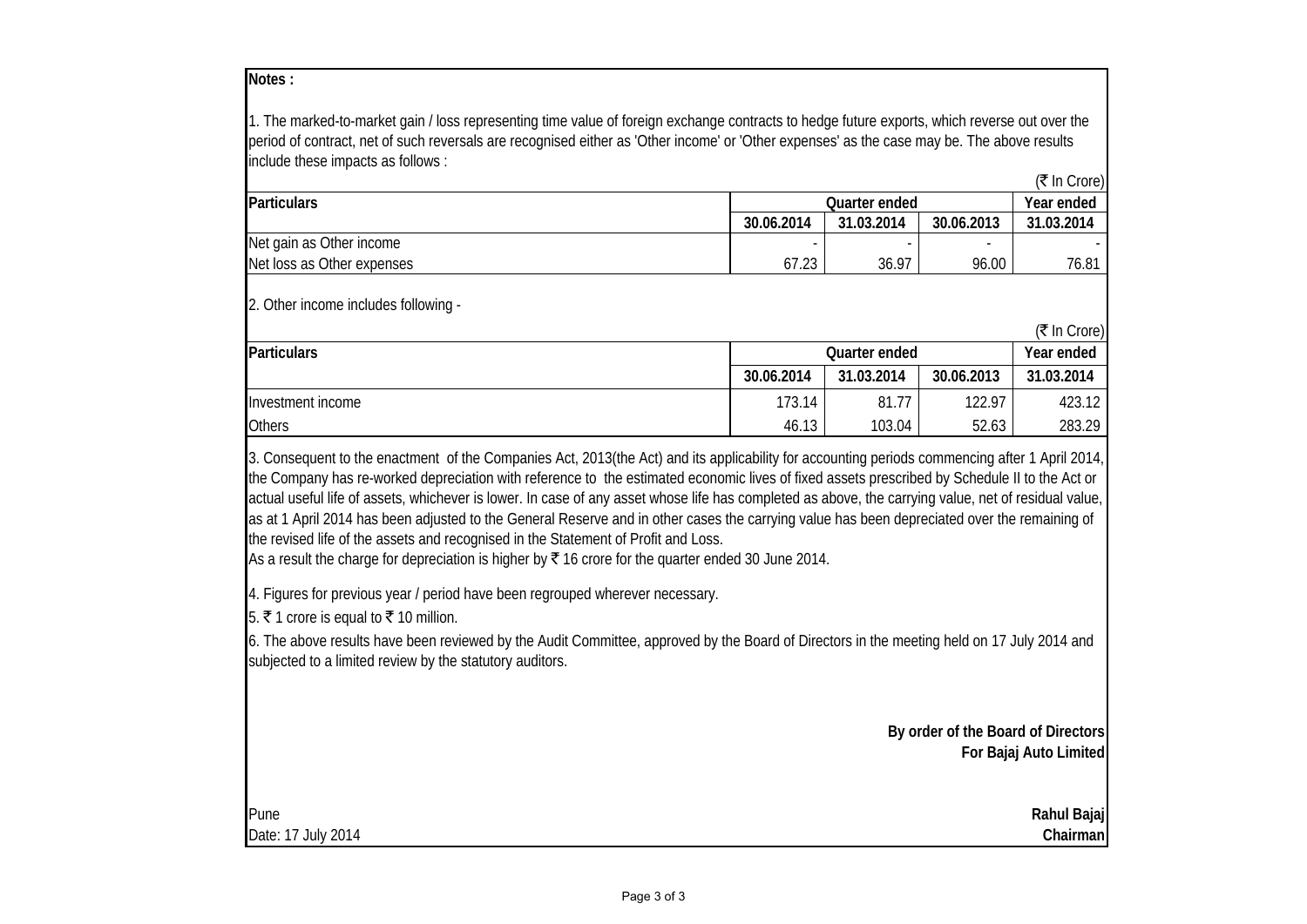**Notes :**

1. The marked-to-market gain / loss representing time value of foreign exchange contracts to hedge future exports, which reverse out over the period of contract, net of such reversals are recognised either as 'Other income' or 'Other expenses' as the case may be. The above results include these impacts as follows :

(₹ In Crore)

| Particulars | Quarter ended | | | Year ended |
|---|---|---|---|---|
| | 30.06.2014 | 31.03.2014 | 30.06.2013 | 31.03.2014 |
| Net gain as Other income | - | - | - | - |
| Net loss as Other expenses | 67.23 | 36.97 | 96.00 | 76.81 |

2. Other income includes following -

(₹ In Crore)

| Particulars | Quarter ended | | | Year ended |
|---|---|---|---|---|
| | 30.06.2014 | 31.03.2014 | 30.06.2013 | 31.03.2014 |
| Investment income | 173.14 | 81.77 | 122.97 | 423.12 |
| Others | 46.13 | 103.04 | 52.63 | 283.29 |

3. Consequent to the enactment of the Companies Act, 2013(the Act) and its applicability for accounting periods commencing after 1 April 2014, the Company has re-worked depreciation with reference to the estimated economic lives of fixed assets prescribed by Schedule II to the Act or actual useful life of assets, whichever is lower. In case of any asset whose life has completed as above, the carrying value, net of residual value, as at 1 April 2014 has been adjusted to the General Reserve and in other cases the carrying value has been depreciated over the remaining of the revised life of the assets and recognised in the Statement of Profit and Loss.
As a result the charge for depreciation is higher by ₹ 16 crore for the quarter ended 30 June 2014.

4. Figures for previous year / period have been regrouped wherever necessary.

5. ₹ 1 crore is equal to ₹ 10 million.

6. The above results have been reviewed by the Audit Committee, approved by the Board of Directors in the meeting held on 17 July 2014 and subjected to a limited review by the statutory auditors.

**By order of the Board of Directors**
**For Bajaj Auto Limited**

Pune
Date: 17 July 2014

**Rahul Bajaj**
**Chairman**